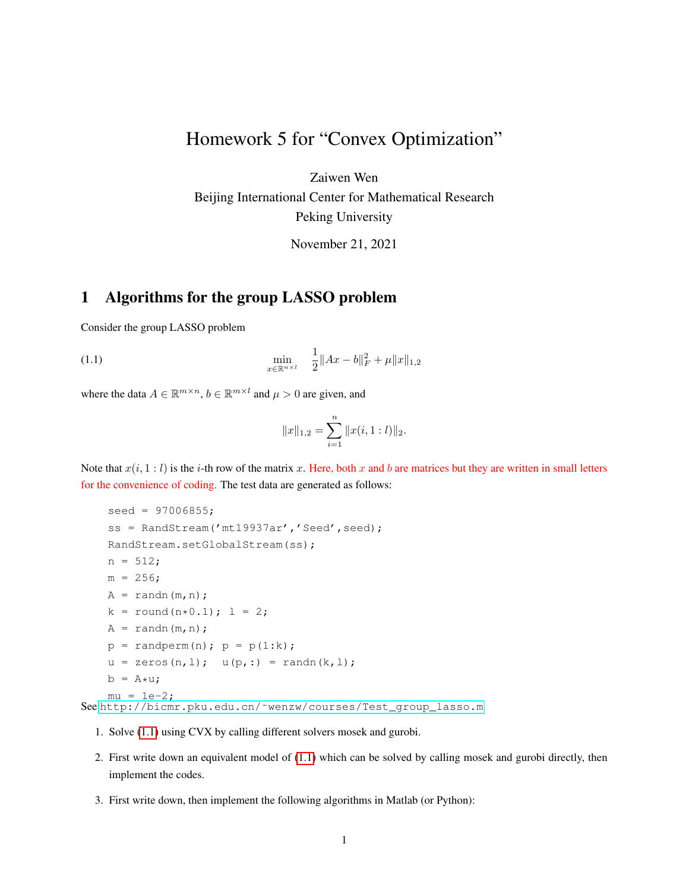# Homework 5 for "Convex Optimization"

Zaiwen Wen

Beijing International Center for Mathematical Research

Peking University

November 21, 2021

## 1 Algorithms for the group LASSO problem

Consider the group LASSO problem

$$\min_{x \in \mathbb{R}^{n \times l}} \quad \frac{1}{2}\|Ax - b\|_F^2 + \mu \|x\|_{1,2} \tag{1.1}$$

where the data $A \in \mathbb{R}^{m \times n}$, $b \in \mathbb{R}^{m \times l}$ and $\mu > 0$ are given, and

$$\|x\|_{1,2} = \sum_{i=1}^{n} \|x(i, 1:l)\|_2.$$

Note that $x(i, 1:l)$ is the $i$-th row of the matrix $x$. Here, both $x$ and $b$ are matrices but they are written in small letters for the convenience of coding. The test data are generated as follows:

```
seed = 97006855;
ss = RandStream('mt19937ar','Seed',seed);
RandStream.setGlobalStream(ss);
n = 512;
m = 256;
A = randn(m,n);
k = round(n*0.1); l = 2;
A = randn(m,n);
p = randperm(n); p = p(1:k);
u = zeros(n,l);  u(p,:) = randn(k,l);
b = A*u;
mu = 1e-2;
```

See http://bicmr.pku.edu.cn/~wenzw/courses/Test_group_lasso.m

1. Solve (1.1) using CVX by calling different solvers mosek and gurobi.
2. First write down an equivalent model of (1.1) which can be solved by calling mosek and gurobi directly, then implement the codes.
3. First write down, then implement the following algorithms in Matlab (or Python):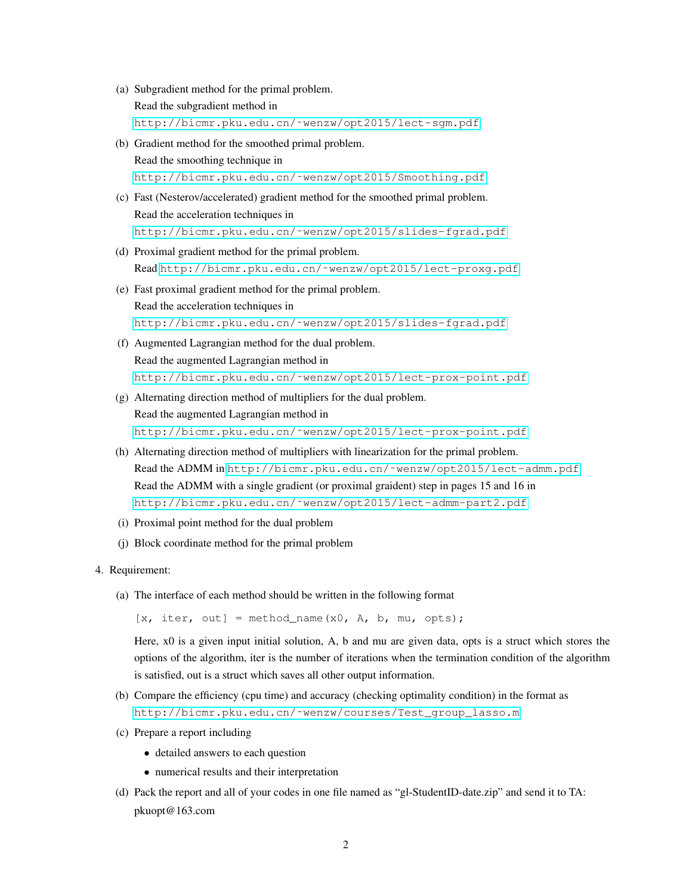(a) Subgradient method for the primal problem.

Read the subgradient method in

http://bicmr.pku.edu.cn/~wenzw/opt2015/lect-sgm.pdf

(b) Gradient method for the smoothed primal problem.

Read the smoothing technique in

http://bicmr.pku.edu.cn/~wenzw/opt2015/Smoothing.pdf

(c) Fast (Nesterov/accelerated) gradient method for the smoothed primal problem.

Read the acceleration techniques in

http://bicmr.pku.edu.cn/~wenzw/opt2015/slides-fgrad.pdf

(d) Proximal gradient method for the primal problem.

Read http://bicmr.pku.edu.cn/~wenzw/opt2015/lect-proxg.pdf

(e) Fast proximal gradient method for the primal problem.

Read the acceleration techniques in

http://bicmr.pku.edu.cn/~wenzw/opt2015/slides-fgrad.pdf

(f) Augmented Lagrangian method for the dual problem.

Read the augmented Lagrangian method in

http://bicmr.pku.edu.cn/~wenzw/opt2015/lect-prox-point.pdf

(g) Alternating direction method of multipliers for the dual problem.

Read the augmented Lagrangian method in

http://bicmr.pku.edu.cn/~wenzw/opt2015/lect-prox-point.pdf

(h) Alternating direction method of multipliers with linearization for the primal problem.

Read the ADMM in http://bicmr.pku.edu.cn/~wenzw/opt2015/lect-admm.pdf

Read the ADMM with a single gradient (or proximal graident) step in pages 15 and 16 in

http://bicmr.pku.edu.cn/~wenzw/opt2015/lect-admm-part2.pdf

(i) Proximal point method for the dual problem

(j) Block coordinate method for the primal problem

4. Requirement:

(a) The interface of each method should be written in the following format

```
[x, iter, out] = method_name(x0, A, b, mu, opts);
```

Here, x0 is a given input initial solution, A, b and mu are given data, opts is a struct which stores the options of the algorithm, iter is the number of iterations when the termination condition of the algorithm is satisfied, out is a struct which saves all other output information.

(b) Compare the efficiency (cpu time) and accuracy (checking optimality condition) in the format as

http://bicmr.pku.edu.cn/~wenzw/courses/Test_group_lasso.m

(c) Prepare a report including

- detailed answers to each question
- numerical results and their interpretation

(d) Pack the report and all of your codes in one file named as "gl-StudentID-date.zip" and send it to TA: pkuopt@163.com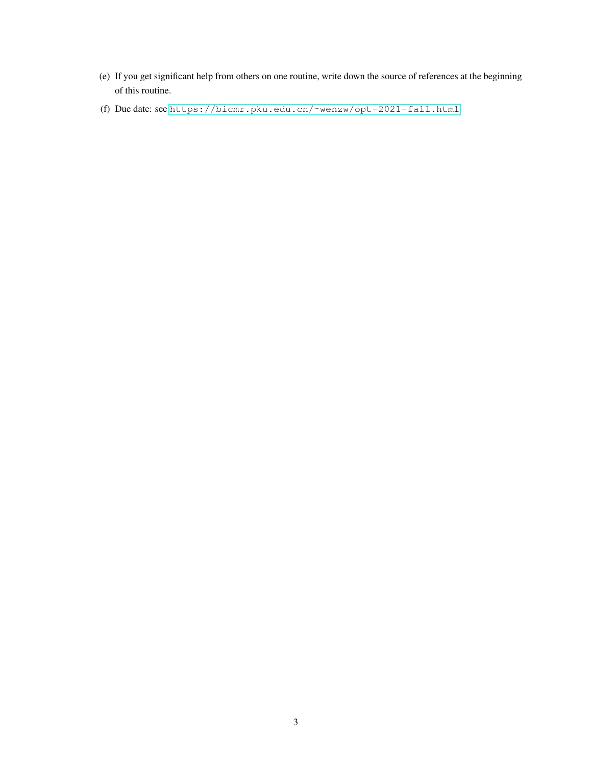(e) If you get significant help from others on one routine, write down the source of references at the beginning of this routine.

(f) Due date: see https://bicmr.pku.edu.cn/~wenzw/opt-2021-fall.html